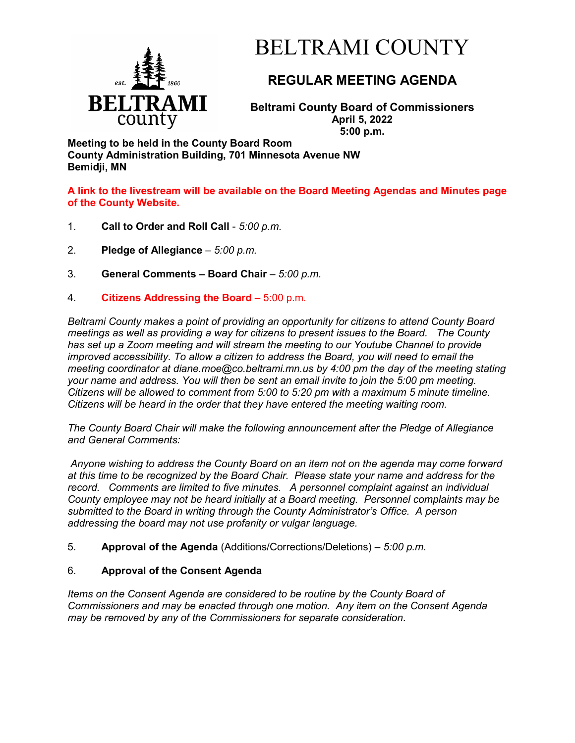# BELTRAMI COUNTY

## REGULAR MEETING AGENDA

**Beltrami County Board of Commissioners**
**April 5, 2022**
**5:00 p.m.**

**Meeting to be held in the County Board Room**
**County Administration Building, 701 Minnesota Avenue NW**
**Bemidji, MN**

**A link to the livestream will be available on the Board Meeting Agendas and Minutes page of the County Website.**

1. **Call to Order and Roll Call** - *5:00 p.m.*

2. **Pledge of Allegiance** – *5:00 p.m.*

3. **General Comments – Board Chair** – *5:00 p.m.*

4. **Citizens Addressing the Board** – 5:00 p.m.

*Beltrami County makes a point of providing an opportunity for citizens to attend County Board meetings as well as providing a way for citizens to present issues to the Board. The County has set up a Zoom meeting and will stream the meeting to our Youtube Channel to provide improved accessibility. To allow a citizen to address the Board, you will need to email the meeting coordinator at diane.moe@co.beltrami.mn.us by 4:00 pm the day of the meeting stating your name and address. You will then be sent an email invite to join the 5:00 pm meeting. Citizens will be allowed to comment from 5:00 to 5:20 pm with a maximum 5 minute timeline. Citizens will be heard in the order that they have entered the meeting waiting room.*

*The County Board Chair will make the following announcement after the Pledge of Allegiance and General Comments:*

*Anyone wishing to address the County Board on an item not on the agenda may come forward at this time to be recognized by the Board Chair. Please state your name and address for the record. Comments are limited to five minutes. A personnel complaint against an individual County employee may not be heard initially at a Board meeting. Personnel complaints may be submitted to the Board in writing through the County Administrator's Office. A person addressing the board may not use profanity or vulgar language.*

5. **Approval of the Agenda** (Additions/Corrections/Deletions) – *5:00 p.m.*

6. **Approval of the Consent Agenda**

*Items on the Consent Agenda are considered to be routine by the County Board of Commissioners and may be enacted through one motion. Any item on the Consent Agenda may be removed by any of the Commissioners for separate consideration.*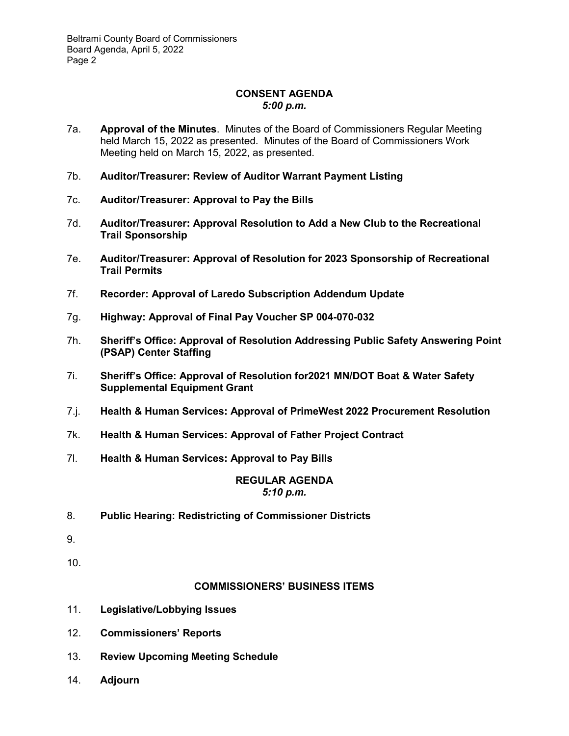## CONSENT AGENDA
*5:00 p.m.*

7a. **Approval of the Minutes**. Minutes of the Board of Commissioners Regular Meeting held March 15, 2022 as presented. Minutes of the Board of Commissioners Work Meeting held on March 15, 2022, as presented.

7b. **Auditor/Treasurer: Review of Auditor Warrant Payment Listing**

7c. **Auditor/Treasurer: Approval to Pay the Bills**

7d. **Auditor/Treasurer: Approval Resolution to Add a New Club to the Recreational Trail Sponsorship**

7e. **Auditor/Treasurer: Approval of Resolution for 2023 Sponsorship of Recreational Trail Permits**

7f. **Recorder: Approval of Laredo Subscription Addendum Update**

7g. **Highway: Approval of Final Pay Voucher SP 004-070-032**

7h. **Sheriff's Office: Approval of Resolution Addressing Public Safety Answering Point (PSAP) Center Staffing**

7i. **Sheriff's Office: Approval of Resolution for2021 MN/DOT Boat & Water Safety Supplemental Equipment Grant**

7.j. **Health & Human Services: Approval of PrimeWest 2022 Procurement Resolution**

7k. **Health & Human Services: Approval of Father Project Contract**

7l. **Health & Human Services: Approval to Pay Bills**

## REGULAR AGENDA
*5:10 p.m.*

8. **Public Hearing: Redistricting of Commissioner Districts**

9.

10.

## COMMISSIONERS' BUSINESS ITEMS

11. **Legislative/Lobbying Issues**

12. **Commissioners' Reports**

13. **Review Upcoming Meeting Schedule**

14. **Adjourn**